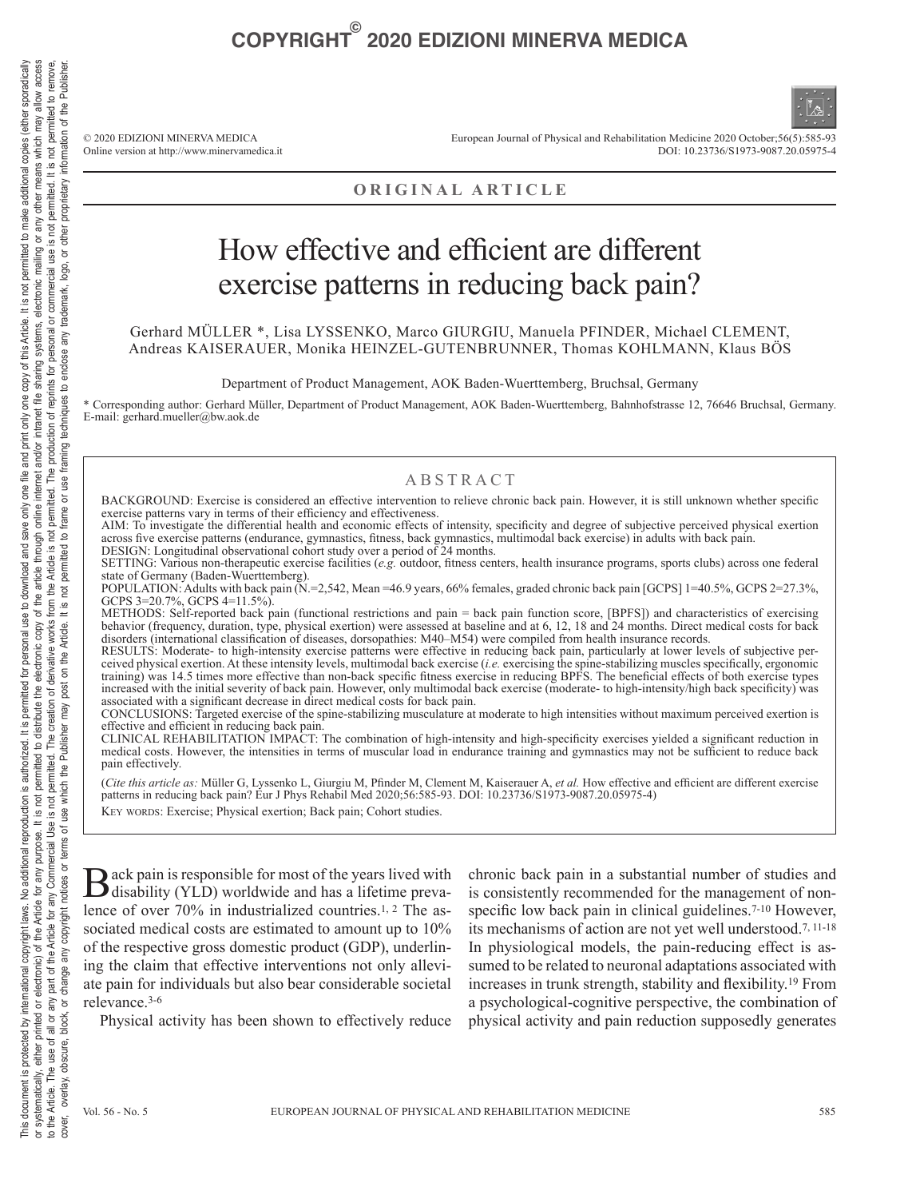ORIGINAL ARTICLE

# How effective and efficient are different exercise patterns in reducing back pain?

Gerhard MÜLLER *, Lisa LYSSENKO, Marco GIURGIU, Manuela PFINDER, Michael CLEMENT, Andreas KAISERAUER, Monika HEINZEL-GUTENBRUNNER, Thomas KOHLMANN, Klaus BÖS

Department of Product Management, AOK Baden-Wuerttemberg, Bruchsal, Germany

\* Corresponding author: Gerhard Müller, Department of Product Management, AOK Baden-Wuerttemberg, Bahnhofstrasse 12, 76646 Bruchsal, Germany. E-mail: gerhard.mueller@bw.aok.de

## ABSTRACT

BACKGROUND: Exercise is considered an effective intervention to relieve chronic back pain. However, it is still unknown whether specific exercise patterns vary in terms of their efficiency and effectiveness.

AIM: To investigate the differential health and economic effects of intensity, specificity and degree of subjective perceived physical exertion across five exercise patterns (endurance, gymnastics, fitness, back gymnastics, multimodal back exercise) in adults with back pain.

DESIGN: Longitudinal observational cohort study over a period of 24 months.

SETTING: Various non-therapeutic exercise facilities (*e.g.* outdoor, fitness centers, health insurance programs, sports clubs) across one federal state of Germany (Baden-Wuerttemberg).

POPULATION: Adults with back pain (N.=2,542, Mean =46.9 years, 66% females, graded chronic back pain [GCPS] 1=40.5%, GCPS 2=27.3%, GCPS 3=20.7%, GCPS 4=11.5%).

METHODS: Self-reported back pain (functional restrictions and pain = back pain function score, [BPFS]) and characteristics of exercising behavior (frequency, duration, type, physical exertion) were assessed at baseline and at 6, 12, 18 and 24 months. Direct medical costs for back disorders (international classification of diseases, dorsopathies: M40–M54) were compiled from health insurance records.

RESULTS: Moderate- to high-intensity exercise patterns were effective in reducing back pain, particularly at lower levels of subjective perceived physical exertion. At these intensity levels, multimodal back exercise (*i.e.* exercising the spine-stabilizing muscles specifically, ergonomic training) was 14.5 times more effective than non-back specific fitness exercise in reducing BPFS. The beneficial effects of both exercise types increased with the initial severity of back pain. However, only multimodal back exercise (moderate- to high-intensity/high back specificity) was associated with a significant decrease in direct medical costs for back pain.

CONCLUSIONS: Targeted exercise of the spine-stabilizing musculature at moderate to high intensities without maximum perceived exertion is effective and efficient in reducing back pain.

CLINICAL REHABILITATION IMPACT: The combination of high-intensity and high-specificity exercises yielded a significant reduction in medical costs. However, the intensities in terms of muscular load in endurance training and gymnastics may not be sufficient to reduce back pain effectively.

(*Cite this article as:* Müller G, Lyssenko L, Giurgiu M, Pfinder M, Clement M, Kaiserauer A, *et al.* How effective and efficient are different exercise patterns in reducing back pain? Eur J Phys Rehabil Med 2020;56:585-93. DOI: 10.23736/S1973-9087.20.05975-4)

KEY WORDS: Exercise; Physical exertion; Back pain; Cohort studies.

Back pain is responsible for most of the years lived with disability (YLD) worldwide and has a lifetime prevalence of over 70% in industrialized countries.[1, 2] The associated medical costs are estimated to amount up to 10% of the respective gross domestic product (GDP), underlining the claim that effective interventions not only alleviate pain for individuals but also bear considerable societal relevance.[3-6]

Physical activity has been shown to effectively reduce chronic back pain in a substantial number of studies and is consistently recommended for the management of nonspecific low back pain in clinical guidelines.[7-10] However, its mechanisms of action are not yet well understood.[7, 11-18] In physiological models, the pain-reducing effect is assumed to be related to neuronal adaptations associated with increases in trunk strength, stability and flexibility.[19] From a psychological-cognitive perspective, the combination of physical activity and pain reduction supposedly generates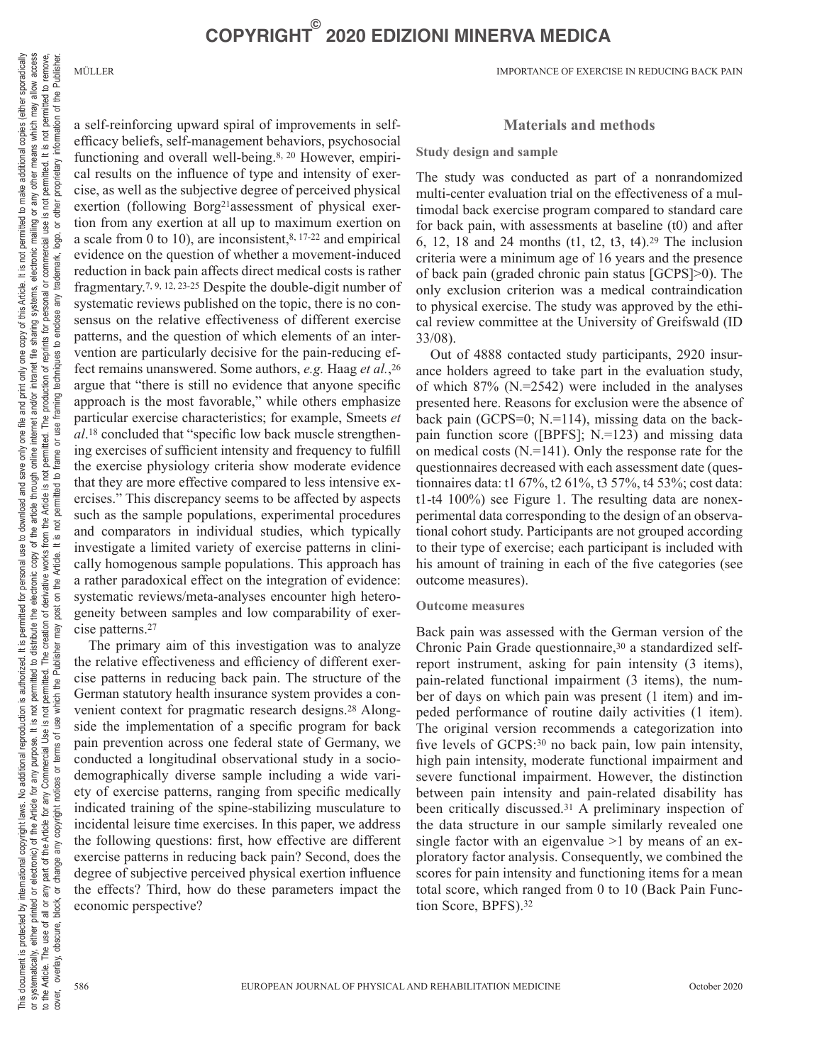a self-reinforcing upward spiral of improvements in self-efficacy beliefs, self-management behaviors, psychosocial functioning and overall well-being.[8, 20] However, empirical results on the influence of type and intensity of exercise, as well as the subjective degree of perceived physical exertion (following Borg[21] assessment of physical exertion from any exertion at all up to maximum exertion on a scale from 0 to 10), are inconsistent,[8, 17-22] and empirical evidence on the question of whether a movement-induced reduction in back pain affects direct medical costs is rather fragmentary.[7, 9, 12, 23-25] Despite the double-digit number of systematic reviews published on the topic, there is no consensus on the relative effectiveness of different exercise patterns, and the question of which elements of an intervention are particularly decisive for the pain-reducing effect remains unanswered. Some authors, *e.g.* Haag *et al.*,[26] argue that "there is still no evidence that anyone specific approach is the most favorable," while others emphasize particular exercise characteristics; for example, Smeets *et al*.[18] concluded that "specific low back muscle strengthening exercises of sufficient intensity and frequency to fulfill the exercise physiology criteria show moderate evidence that they are more effective compared to less intensive exercises." This discrepancy seems to be affected by aspects such as the sample populations, experimental procedures and comparators in individual studies, which typically investigate a limited variety of exercise patterns in clinically homogenous sample populations. This approach has a rather paradoxical effect on the integration of evidence: systematic reviews/meta-analyses encounter high heterogeneity between samples and low comparability of exercise patterns.[27]

The primary aim of this investigation was to analyze the relative effectiveness and efficiency of different exercise patterns in reducing back pain. The structure of the German statutory health insurance system provides a convenient context for pragmatic research designs.[28] Alongside the implementation of a specific program for back pain prevention across one federal state of Germany, we conducted a longitudinal observational study in a sociodemographically diverse sample including a wide variety of exercise patterns, ranging from specific medically indicated training of the spine-stabilizing musculature to incidental leisure time exercises. In this paper, we address the following questions: first, how effective are different exercise patterns in reducing back pain? Second, does the degree of subjective perceived physical exertion influence the effects? Third, how do these parameters impact the economic perspective?

## Materials and methods

### Study design and sample

The study was conducted as part of a nonrandomized multi-center evaluation trial on the effectiveness of a multimodal back exercise program compared to standard care for back pain, with assessments at baseline (t0) and after 6, 12, 18 and 24 months (t1, t2, t3, t4).[29] The inclusion criteria were a minimum age of 16 years and the presence of back pain (graded chronic pain status [GCPS]>0). The only exclusion criterion was a medical contraindication to physical exercise. The study was approved by the ethical review committee at the University of Greifswald (ID 33/08).

Out of 4888 contacted study participants, 2920 insurance holders agreed to take part in the evaluation study, of which 87% (N.=2542) were included in the analyses presented here. Reasons for exclusion were the absence of back pain (GCPS=0; N.=114), missing data on the back-pain function score ([BPFS]; N.=123) and missing data on medical costs (N.=141). Only the response rate for the questionnaires decreased with each assessment date (questionnaires data: t1 67%, t2 61%, t3 57%, t4 53%; cost data: t1-t4 100%) see Figure 1. The resulting data are nonexperimental data corresponding to the design of an observational cohort study. Participants are not grouped according to their type of exercise; each participant is included with his amount of training in each of the five categories (see outcome measures).

### Outcome measures

Back pain was assessed with the German version of the Chronic Pain Grade questionnaire,[30] a standardized self-report instrument, asking for pain intensity (3 items), pain-related functional impairment (3 items), the number of days on which pain was present (1 item) and impeded performance of routine daily activities (1 item). The original version recommends a categorization into five levels of GCPS:[30] no back pain, low pain intensity, high pain intensity, moderate functional impairment and severe functional impairment. However, the distinction between pain intensity and pain-related disability has been critically discussed.[31] A preliminary inspection of the data structure in our sample similarly revealed one single factor with an eigenvalue >1 by means of an exploratory factor analysis. Consequently, we combined the scores for pain intensity and functioning items for a mean total score, which ranged from 0 to 10 (Back Pain Function Score, BPFS).[32]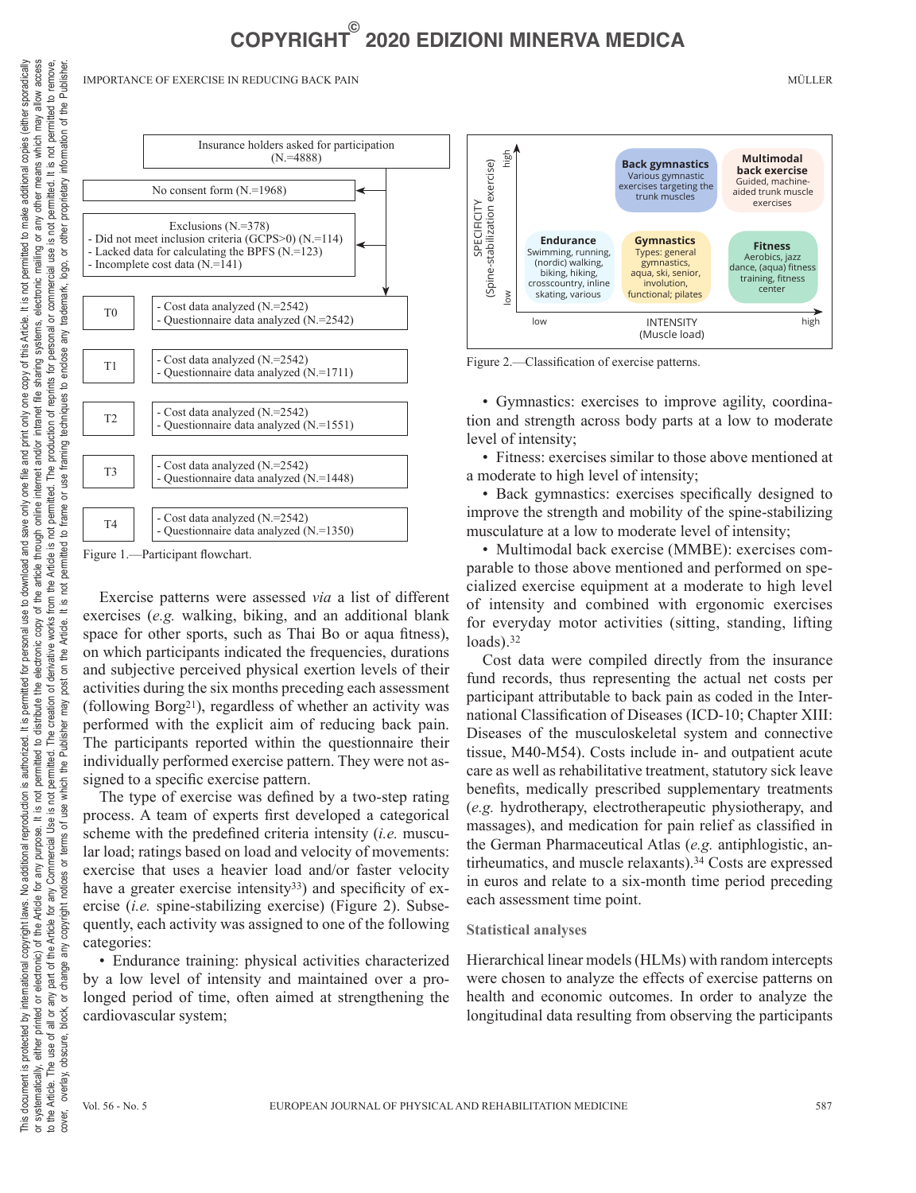Insurance holders asked for participation (N.=4888)

No consent form (N.=1968)

Exclusions (N.=378)
- Did not meet inclusion criteria (GCPS>0) (N.=114)
- Lacked data for calculating the BPFS (N.=123)
- Incomplete cost data (N.=141)

| | |
|---|---|
| T0 | - Cost data analyzed (N.=2542)<br>- Questionnaire data analyzed (N.=2542) |
| T1 | - Cost data analyzed (N.=2542)<br>- Questionnaire data analyzed (N.=1711) |
| T2 | - Cost data analyzed (N.=2542)<br>- Questionnaire data analyzed (N.=1551) |
| T3 | - Cost data analyzed (N.=2542)<br>- Questionnaire data analyzed (N.=1448) |
| T4 | - Cost data analyzed (N.=2542)<br>- Questionnaire data analyzed (N.=1350) |

Figure 1.—Participant flowchart.

Exercise patterns were assessed *via* a list of different exercises (*e.g.* walking, biking, and an additional blank space for other sports, such as Thai Bo or aqua fitness), on which participants indicated the frequencies, durations and subjective perceived physical exertion levels of their activities during the six months preceding each assessment (following Borg[21]), regardless of whether an activity was performed with the explicit aim of reducing back pain. The participants reported within the questionnaire their individually performed exercise pattern. They were not assigned to a specific exercise pattern.

The type of exercise was defined by a two-step rating process. A team of experts first developed a categorical scheme with the predefined criteria intensity (*i.e.* muscular load; ratings based on load and velocity of movements: exercise that uses a heavier load and/or faster velocity have a greater exercise intensity[33]) and specificity of exercise (*i.e.* spine-stabilizing exercise) (Figure 2). Subsequently, each activity was assigned to one of the following categories:

- Endurance training: physical activities characterized by a low level of intensity and maintained over a prolonged period of time, often aimed at strengthening the cardiovascular system;

| SPECIFICITY (Spine-stabilization exercise) | Low intensity | Moderate intensity | High intensity |
|---|---|---|---|
| high | | **Back gymnastics** Various gymnastic exercises targeting the trunk muscles | **Multimodal back exercise** Guided, machine-aided trunk muscle exercises |
| low | **Endurance** Swimming, running, (nordic) walking, biking, hiking, crosscountry, inline skating, various | **Gymnastics** Types: general gymnastics, aqua, ski, senior, involution, functional; pilates | **Fitness** Aerobics, jazz dance, (aqua) fitness training, fitness center |

INTENSITY (Muscle load): low → high

Figure 2.—Classification of exercise patterns.

- Gymnastics: exercises to improve agility, coordination and strength across body parts at a low to moderate level of intensity;
- Fitness: exercises similar to those above mentioned at a moderate to high level of intensity;
- Back gymnastics: exercises specifically designed to improve the strength and mobility of the spine-stabilizing musculature at a low to moderate level of intensity;
- Multimodal back exercise (MMBE): exercises comparable to those above mentioned and performed on specialized exercise equipment at a moderate to high level of intensity and combined with ergonomic exercises for everyday motor activities (sitting, standing, lifting loads).[32]

Cost data were compiled directly from the insurance fund records, thus representing the actual net costs per participant attributable to back pain as coded in the International Classification of Diseases (ICD-10; Chapter XIII: Diseases of the musculoskeletal system and connective tissue, M40-M54). Costs include in- and outpatient acute care as well as rehabilitative treatment, statutory sick leave benefits, medically prescribed supplementary treatments (*e.g.* hydrotherapy, electrotherapeutic physiotherapy, and massages), and medication for pain relief as classified in the German Pharmaceutical Atlas (*e.g.* antiphlogistic, antirheumatics, and muscle relaxants).[34] Costs are expressed in euros and relate to a six-month time period preceding each assessment time point.

### Statistical analyses

Hierarchical linear models (HLMs) with random intercepts were chosen to analyze the effects of exercise patterns on health and economic outcomes. In order to analyze the longitudinal data resulting from observing the participants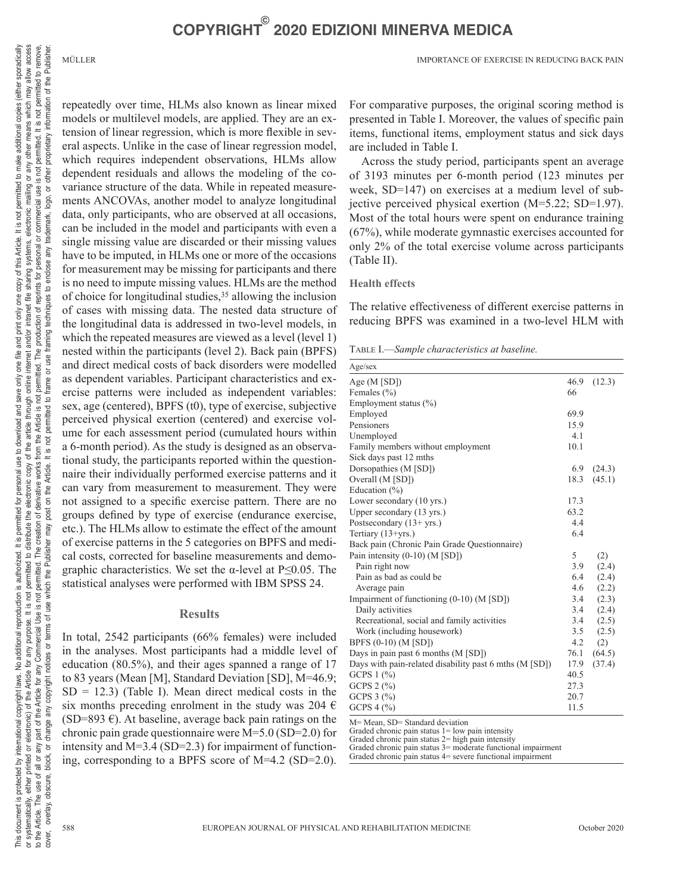repeatedly over time, HLMs also known as linear mixed models or multilevel models, are applied. They are an extension of linear regression, which is more flexible in several aspects. Unlike in the case of linear regression model, which requires independent observations, HLMs allow dependent residuals and allows the modeling of the covariance structure of the data. While in repeated measurements ANCOVAs, another model to analyze longitudinal data, only participants, who are observed at all occasions, can be included in the model and participants with even a single missing value are discarded or their missing values have to be imputed, in HLMs one or more of the occasions for measurement may be missing for participants and there is no need to impute missing values. HLMs are the method of choice for longitudinal studies,[35] allowing the inclusion of cases with missing data. The nested data structure of the longitudinal data is addressed in two-level models, in which the repeated measures are viewed as a level (level 1) nested within the participants (level 2). Back pain (BPFS) and direct medical costs of back disorders were modelled as dependent variables. Participant characteristics and exercise patterns were included as independent variables: sex, age (centered), BPFS (t0), type of exercise, subjective perceived physical exertion (centered) and exercise volume for each assessment period (cumulated hours within a 6-month period). As the study is designed as an observational study, the participants reported within the questionnaire their individually performed exercise patterns and it can vary from measurement to measurement. They were not assigned to a specific exercise pattern. There are no groups defined by type of exercise (endurance exercise, etc.). The HLMs allow to estimate the effect of the amount of exercise patterns in the 5 categories on BPFS and medical costs, corrected for baseline measurements and demographic characteristics. We set the α-level at $P \leq 0.05$. The statistical analyses were performed with IBM SPSS 24.

## Results

In total, 2542 participants (66% females) were included in the analyses. Most participants had a middle level of education (80.5%), and their ages spanned a range of 17 to 83 years (Mean [M], Standard Deviation [SD], M=46.9; SD = 12.3) (Table I). Mean direct medical costs in the six months preceding enrolment in the study was 204 € (SD=893 €). At baseline, average back pain ratings on the chronic pain grade questionnaire were M=5.0 (SD=2.0) for intensity and M=3.4 (SD=2.3) for impairment of functioning, corresponding to a BPFS score of M=4.2 (SD=2.0). For comparative purposes, the original scoring method is presented in Table I. Moreover, the values of specific pain items, functional items, employment status and sick days are included in Table I.

Across the study period, participants spent an average of 3193 minutes per 6-month period (123 minutes per week, SD=147) on exercises at a medium level of subjective perceived physical exertion (M=5.22; SD=1.97). Most of the total hours were spent on endurance training (67%), while moderate gymnastic exercises accounted for only 2% of the total exercise volume across participants (Table II).

### Health effects

The relative effectiveness of different exercise patterns in reducing BPFS was examined in a two-level HLM with

Table I.—*Sample characteristics at baseline.*

| Age/sex | | |
|---|---|---|
| Age (M [SD]) | 46.9 | (12.3) |
| Females (%) | 66 | |
| Employment status (%) | | |
| Employed | 69.9 | |
| Pensioners | 15.9 | |
| Unemployed | 4.1 | |
| Family members without employment | 10.1 | |
| Sick days past 12 mths | | |
| Dorsopathies (M [SD]) | 6.9 | (24.3) |
| Overall (M [SD]) | 18.3 | (45.1) |
| Education (%) | | |
| Lower secondary (10 yrs.) | 17.3 | |
| Upper secondary (13 yrs.) | 63.2 | |
| Postsecondary (13+ yrs.) | 4.4 | |
| Tertiary (13+yrs.) | 6.4 | |
| Back pain (Chronic Pain Grade Questionnaire) | | |
| Pain intensity (0-10) (M [SD]) | 5 | (2) |
| Pain right now | 3.9 | (2.4) |
| Pain as bad as could be | 6.4 | (2.4) |
| Average pain | 4.6 | (2.2) |
| Impairment of functioning (0-10) (M [SD]) | 3.4 | (2.3) |
| Daily activities | 3.4 | (2.4) |
| Recreational, social and family activities | 3.4 | (2.5) |
| Work (including housework) | 3.5 | (2.5) |
| BPFS (0-10) (M [SD]) | 4.2 | (2) |
| Days in pain past 6 months (M [SD]) | 76.1 | (64.5) |
| Days with pain-related disability past 6 mths (M [SD]) | 17.9 | (37.4) |
| GCPS 1 (%) | 40.5 | |
| GCPS 2 (%) | 27.3 | |
| GCPS 3 (%) | 20.7 | |
| GCPS 4 (%) | 11.5 | |

M= Mean, SD= Standard deviation
Graded chronic pain status 1= low pain intensity
Graded chronic pain status 2= high pain intensity
Graded chronic pain status 3= moderate functional impairment
Graded chronic pain status 4= severe functional impairment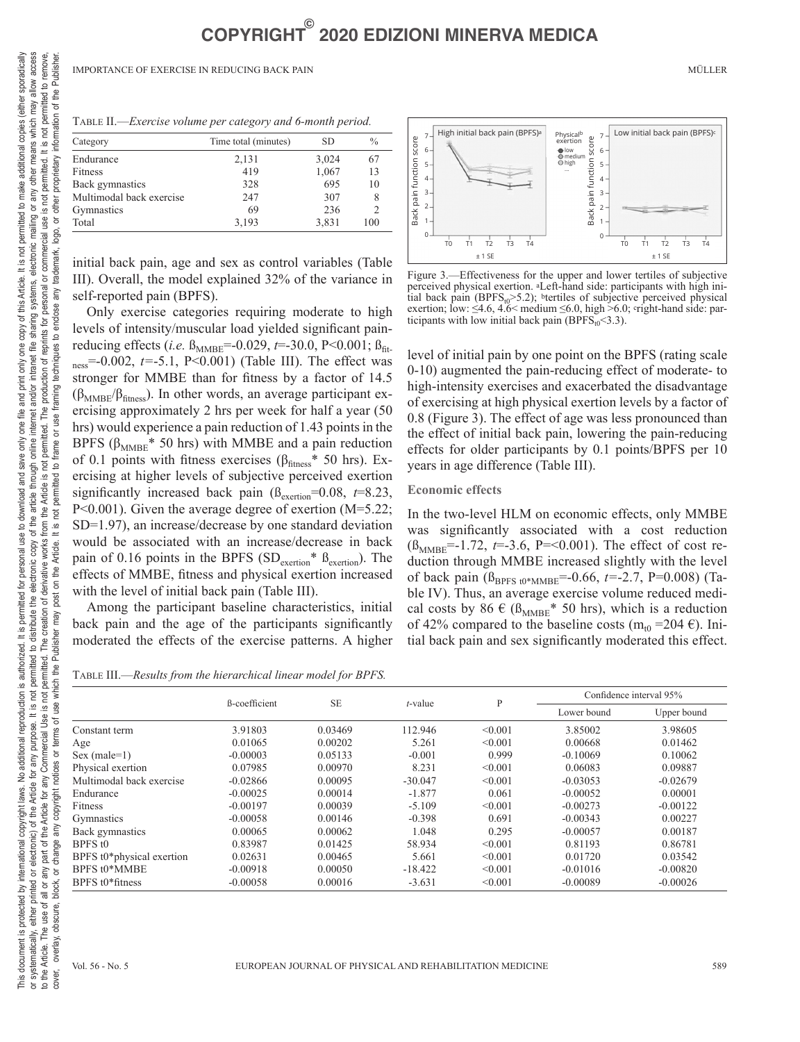Table II.—*Exercise volume per category and 6-month period.*

| Category | Time total (minutes) | SD | % |
|---|---|---|---|
| Endurance | 2,131 | 3,024 | 67 |
| Fitness | 419 | 1,067 | 13 |
| Back gymnastics | 328 | 695 | 10 |
| Multimodal back exercise | 247 | 307 | 8 |
| Gymnastics | 69 | 236 | 2 |
| Total | 3,193 | 3,831 | 100 |

initial back pain, age and sex as control variables (Table III). Overall, the model explained 32% of the variance in self-reported pain (BPFS).

Only exercise categories requiring moderate to high levels of intensity/muscular load yielded significant pain-reducing effects (*i.e.* $ß_{MMBE}$=-0.029, *t*=-30.0, P<0.001; $ß_{fitness}$=-0.002, *t*=-5.1, P<0.001) (Table III). The effect was stronger for MMBE than for fitness by a factor of 14.5 ($\beta_{MMBE}/\beta_{fitness}$). In other words, an average participant exercising approximately 2 hrs per week for half a year (50 hrs) would experience a pain reduction of 1.43 points in the BPFS ($\beta_{MMBE}$* 50 hrs) with MMBE and a pain reduction of 0.1 points with fitness exercises ($\beta_{fitness}$* 50 hrs). Exercising at higher levels of subjective perceived exertion significantly increased back pain ($ß_{exertion}$=0.08, *t*=8.23, P<0.001). Given the average degree of exertion (M=5.22; SD=1.97), an increase/decrease by one standard deviation would be associated with an increase/decrease in back pain of 0.16 points in the BPFS ($SD_{exertion}$* $ß_{exertion}$). The effects of MMBE, fitness and physical exertion increased with the level of initial back pain (Table III).

Among the participant baseline characteristics, initial back pain and the age of the participants significantly moderated the effects of the exercise patterns. A higher level of initial pain by one point on the BPFS (rating scale 0-10) augmented the pain-reducing effect of moderate- to high-intensity exercises and exacerbated the disadvantage of exercising at high physical exertion levels by a factor of 0.8 (Figure 3). The effect of age was less pronounced than the effect of initial back pain, lowering the pain-reducing effects for older participants by 0.1 points/BPFS per 10 years in age difference (Table III).

Figure 3.—Effectiveness for the upper and lower tertiles of subjective perceived physical exertion. [a]Left-hand side: participants with high initial back pain ($BPFS_{t0}$>5.2); [b]tertiles of subjective perceived physical exertion; low: ≤4.6, 4.6< medium ≤6.0, high >6.0; [c]right-hand side: participants with low initial back pain ($BPFS_{t0}$<3.3).

### Economic effects

In the two-level HLM on economic effects, only MMBE was significantly associated with a cost reduction ($ß_{MMBE}$=-1.72, *t*=-3.6, P=<0.001). The effect of cost reduction through MMBE increased slightly with the level of back pain ($ß_{BPFS\ t0*MMBE}$=-0.66, *t*=-2.7, P=0.008) (Table IV). Thus, an average exercise volume reduced medical costs by 86 € ($ß_{MMBE}$* 50 hrs), which is a reduction of 42% compared to the baseline costs ($m_{t0}$ =204 €). Initial back pain and sex significantly moderated this effect.

Table III.—*Results from the hierarchical linear model for BPFS.*

| | ß-coefficient | SE | *t*-value | P | Confidence interval 95% | |
|---|---|---|---|---|---|---|
| | | | | | Lower bound | Upper bound |
| Constant term | 3.91803 | 0.03469 | 112.946 | <0.001 | 3.85002 | 3.98605 |
| Age | 0.01065 | 0.00202 | 5.261 | <0.001 | 0.00668 | 0.01462 |
| Sex (male=1) | -0.00003 | 0.05133 | -0.001 | 0.999 | -0.10069 | 0.10062 |
| Physical exertion | 0.07985 | 0.00970 | 8.231 | <0.001 | 0.06083 | 0.09887 |
| Multimodal back exercise | -0.02866 | 0.00095 | -30.047 | <0.001 | -0.03053 | -0.02679 |
| Endurance | -0.00025 | 0.00014 | -1.877 | 0.061 | -0.00052 | 0.00001 |
| Fitness | -0.00197 | 0.00039 | -5.109 | <0.001 | -0.00273 | -0.00122 |
| Gymnastics | -0.00058 | 0.00146 | -0.398 | 0.691 | -0.00343 | 0.00227 |
| Back gymnastics | 0.00065 | 0.00062 | 1.048 | 0.295 | -0.00057 | 0.00187 |
| BPFS t0 | 0.83987 | 0.01425 | 58.934 | <0.001 | 0.81193 | 0.86781 |
| BPFS t0*physical exertion | 0.02631 | 0.00465 | 5.661 | <0.001 | 0.01720 | 0.03542 |
| BPFS t0*MMBE | -0.00918 | 0.00050 | -18.422 | <0.001 | -0.01016 | -0.00820 |
| BPFS t0*fitness | -0.00058 | 0.00016 | -3.631 | <0.001 | -0.00089 | -0.00026 |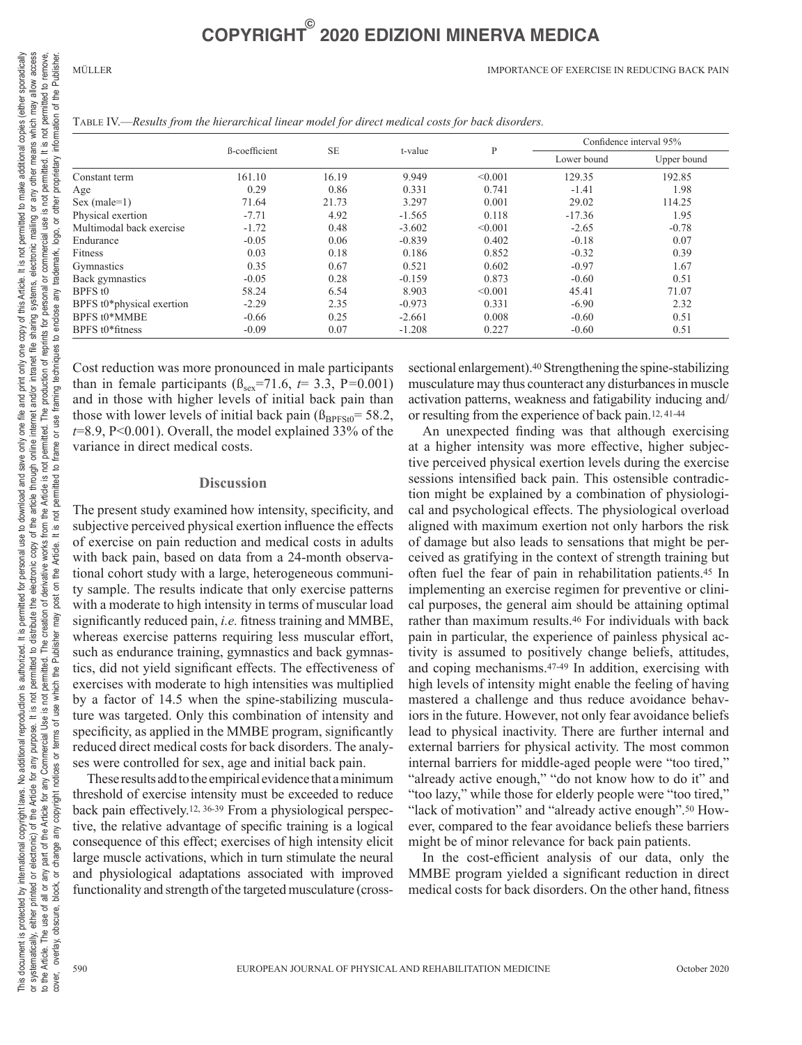Table IV.—*Results from the hierarchical linear model for direct medical costs for back disorders.*

| | ß-coefficient | SE | t-value | P | Confidence interval 95% | |
|---|---|---|---|---|---|---|
| | | | | | Lower bound | Upper bound |
| Constant term | 161.10 | 16.19 | 9.949 | <0.001 | 129.35 | 192.85 |
| Age | 0.29 | 0.86 | 0.331 | 0.741 | -1.41 | 1.98 |
| Sex (male=1) | 71.64 | 21.73 | 3.297 | 0.001 | 29.02 | 114.25 |
| Physical exertion | -7.71 | 4.92 | -1.565 | 0.118 | -17.36 | 1.95 |
| Multimodal back exercise | -1.72 | 0.48 | -3.602 | <0.001 | -2.65 | -0.78 |
| Endurance | -0.05 | 0.06 | -0.839 | 0.402 | -0.18 | 0.07 |
| Fitness | 0.03 | 0.18 | 0.186 | 0.852 | -0.32 | 0.39 |
| Gymnastics | 0.35 | 0.67 | 0.521 | 0.602 | -0.97 | 1.67 |
| Back gymnastics | -0.05 | 0.28 | -0.159 | 0.873 | -0.60 | 0.51 |
| BPFS t0 | 58.24 | 6.54 | 8.903 | <0.001 | 45.41 | 71.07 |
| BPFS t0*physical exertion | -2.29 | 2.35 | -0.973 | 0.331 | -6.90 | 2.32 |
| BPFS t0*MMBE | -0.66 | 0.25 | -2.661 | 0.008 | -0.60 | 0.51 |
| BPFS t0*fitness | -0.09 | 0.07 | -1.208 | 0.227 | -0.60 | 0.51 |

Cost reduction was more pronounced in male participants than in female participants ($ß_{sex}$=71.6, $t$= 3.3, P=0.001) and in those with higher levels of initial back pain than those with lower levels of initial back pain ($ß_{BPFSt0}$= 58.2, $t$=8.9, P<0.001). Overall, the model explained 33% of the variance in direct medical costs.

## Discussion

The present study examined how intensity, specificity, and subjective perceived physical exertion influence the effects of exercise on pain reduction and medical costs in adults with back pain, based on data from a 24-month observational cohort study with a large, heterogeneous community sample. The results indicate that only exercise patterns with a moderate to high intensity in terms of muscular load significantly reduced pain, *i.e.* fitness training and MMBE, whereas exercise patterns requiring less muscular effort, such as endurance training, gymnastics and back gymnastics, did not yield significant effects. The effectiveness of exercises with moderate to high intensities was multiplied by a factor of 14.5 when the spine-stabilizing musculature was targeted. Only this combination of intensity and specificity, as applied in the MMBE program, significantly reduced direct medical costs for back disorders. The analyses were controlled for sex, age and initial back pain.

These results add to the empirical evidence that a minimum threshold of exercise intensity must be exceeded to reduce back pain effectively.[12, 36-39] From a physiological perspective, the relative advantage of specific training is a logical consequence of this effect; exercises of high intensity elicit large muscle activations, which in turn stimulate the neural and physiological adaptations associated with improved functionality and strength of the targeted musculature (cross-sectional enlargement).[40] Strengthening the spine-stabilizing musculature may thus counteract any disturbances in muscle activation patterns, weakness and fatigability inducing and/or resulting from the experience of back pain.[12, 41-44]

An unexpected finding was that although exercising at a higher intensity was more effective, higher subjective perceived physical exertion levels during the exercise sessions intensified back pain. This ostensible contradiction might be explained by a combination of physiological and psychological effects. The physiological overload aligned with maximum exertion not only harbors the risk of damage but also leads to sensations that might be perceived as gratifying in the context of strength training but often fuel the fear of pain in rehabilitation patients.[45] In implementing an exercise regimen for preventive or clinical purposes, the general aim should be attaining optimal rather than maximum results.[46] For individuals with back pain in particular, the experience of painless physical activity is assumed to positively change beliefs, attitudes, and coping mechanisms.[47-49] In addition, exercising with high levels of intensity might enable the feeling of having mastered a challenge and thus reduce avoidance behaviors in the future. However, not only fear avoidance beliefs lead to physical inactivity. There are further internal and external barriers for physical activity. The most common internal barriers for middle-aged people were "too tired," "already active enough," "do not know how to do it" and "too lazy," while those for elderly people were "too tired," "lack of motivation" and "already active enough".[50] However, compared to the fear avoidance beliefs these barriers might be of minor relevance for back pain patients.

In the cost-efficient analysis of our data, only the MMBE program yielded a significant reduction in direct medical costs for back disorders. On the other hand, fitness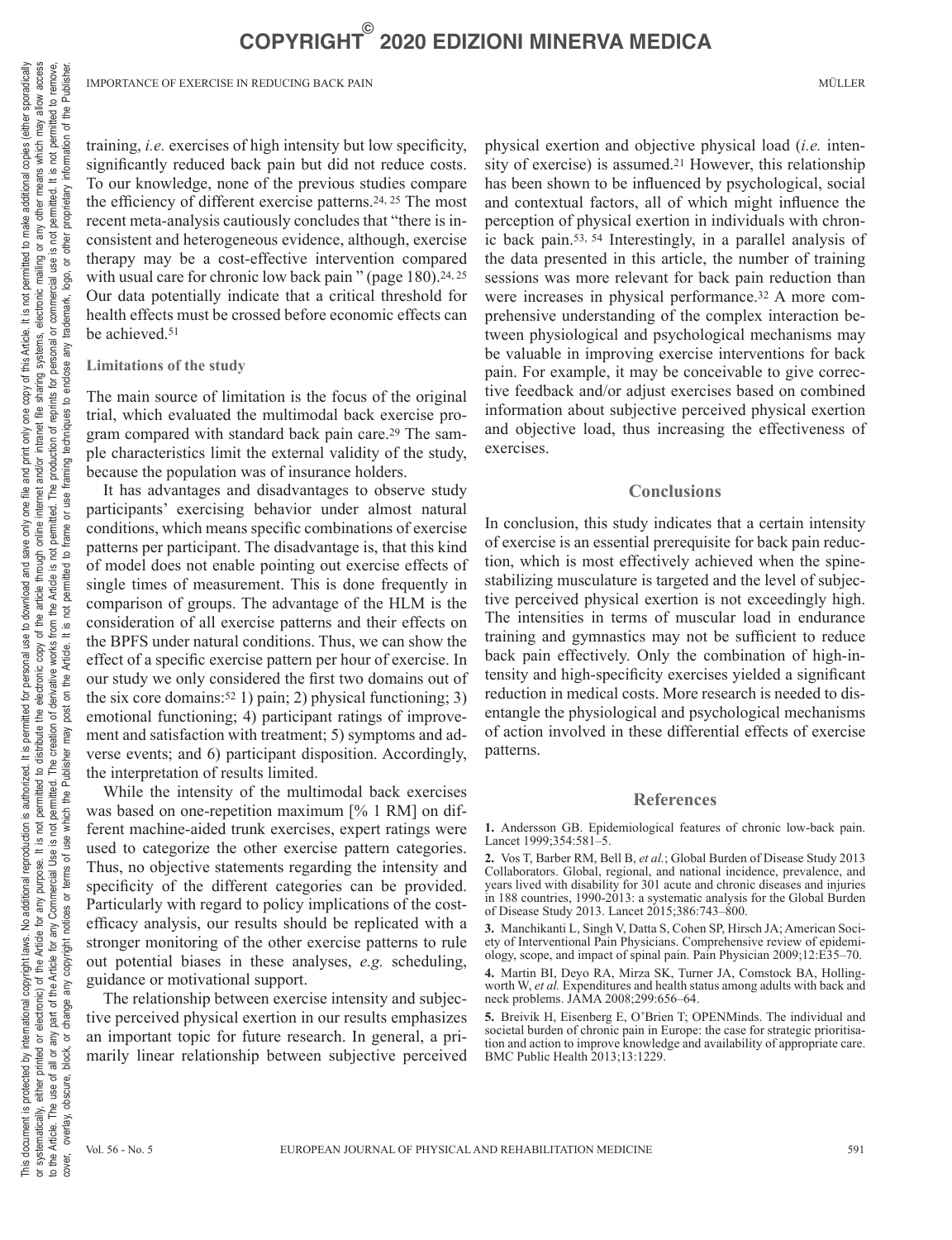training, *i.e.* exercises of high intensity but low specificity, significantly reduced back pain but did not reduce costs. To our knowledge, none of the previous studies compare the efficiency of different exercise patterns.[24, 25] The most recent meta-analysis cautiously concludes that "there is inconsistent and heterogeneous evidence, although, exercise therapy may be a cost-effective intervention compared with usual care for chronic low back pain " (page 180).[24, 25] Our data potentially indicate that a critical threshold for health effects must be crossed before economic effects can be achieved.[51]

### Limitations of the study

The main source of limitation is the focus of the original trial, which evaluated the multimodal back exercise program compared with standard back pain care.[29] The sample characteristics limit the external validity of the study, because the population was of insurance holders.

It has advantages and disadvantages to observe study participants' exercising behavior under almost natural conditions, which means specific combinations of exercise patterns per participant. The disadvantage is, that this kind of model does not enable pointing out exercise effects of single times of measurement. This is done frequently in comparison of groups. The advantage of the HLM is the consideration of all exercise patterns and their effects on the BPFS under natural conditions. Thus, we can show the effect of a specific exercise pattern per hour of exercise. In our study we only considered the first two domains out of the six core domains:[52] 1) pain; 2) physical functioning; 3) emotional functioning; 4) participant ratings of improvement and satisfaction with treatment; 5) symptoms and adverse events; and 6) participant disposition. Accordingly, the interpretation of results limited.

While the intensity of the multimodal back exercises was based on one-repetition maximum [% 1 RM] on different machine-aided trunk exercises, expert ratings were used to categorize the other exercise pattern categories. Thus, no objective statements regarding the intensity and specificity of the different categories can be provided. Particularly with regard to policy implications of the cost-efficacy analysis, our results should be replicated with a stronger monitoring of the other exercise patterns to rule out potential biases in these analyses, *e.g.* scheduling, guidance or motivational support.

The relationship between exercise intensity and subjective perceived physical exertion in our results emphasizes an important topic for future research. In general, a primarily linear relationship between subjective perceived physical exertion and objective physical load (*i.e.* intensity of exercise) is assumed.[21] However, this relationship has been shown to be influenced by psychological, social and contextual factors, all of which might influence the perception of physical exertion in individuals with chronic back pain.[53, 54] Interestingly, in a parallel analysis of the data presented in this article, the number of training sessions was more relevant for back pain reduction than were increases in physical performance.[32] A more comprehensive understanding of the complex interaction between physiological and psychological mechanisms may be valuable in improving exercise interventions for back pain. For example, it may be conceivable to give corrective feedback and/or adjust exercises based on combined information about subjective perceived physical exertion and objective load, thus increasing the effectiveness of exercises.

## Conclusions

In conclusion, this study indicates that a certain intensity of exercise is an essential prerequisite for back pain reduction, which is most effectively achieved when the spine-stabilizing musculature is targeted and the level of subjective perceived physical exertion is not exceedingly high. The intensities in terms of muscular load in endurance training and gymnastics may not be sufficient to reduce back pain effectively. Only the combination of high-intensity and high-specificity exercises yielded a significant reduction in medical costs. More research is needed to disentangle the physiological and psychological mechanisms of action involved in these differential effects of exercise patterns.

## References

**1.** Andersson GB. Epidemiological features of chronic low-back pain. Lancet 1999;354:581–5.

**2.** Vos T, Barber RM, Bell B, *et al.*; Global Burden of Disease Study 2013 Collaborators. Global, regional, and national incidence, prevalence, and years lived with disability for 301 acute and chronic diseases and injuries in 188 countries, 1990-2013: a systematic analysis for the Global Burden of Disease Study 2013. Lancet 2015;386:743–800.

**3.** Manchikanti L, Singh V, Datta S, Cohen SP, Hirsch JA; American Society of Interventional Pain Physicians. Comprehensive review of epidemiology, scope, and impact of spinal pain. Pain Physician 2009;12:E35–70.

**4.** Martin BI, Deyo RA, Mirza SK, Turner JA, Comstock BA, Hollingworth W, *et al.* Expenditures and health status among adults with back and neck problems. JAMA 2008;299:656–64.

**5.** Breivik H, Eisenberg E, O'Brien T; OPENMinds. The individual and societal burden of chronic pain in Europe: the case for strategic prioritisation and action to improve knowledge and availability of appropriate care. BMC Public Health 2013;13:1229.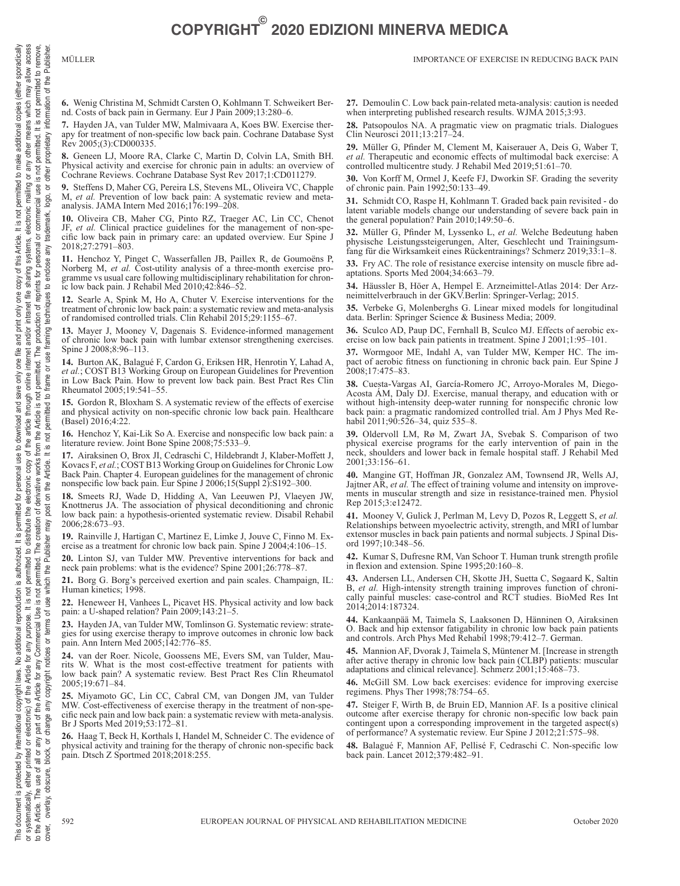6. Wenig Christina M, Schmidt Carsten O, Kohlmann T. Schweikert Bernd. Costs of back pain in Germany. Eur J Pain 2009;13:280–6.

7. Hayden JA, van Tulder MW, Malmivaara A, Koes BW. Exercise therapy for treatment of non-specific low back pain. Cochrane Database Syst Rev 2005;(3):CD000335.

8. Geneen LJ, Moore RA, Clarke C, Martin D, Colvin LA, Smith BH. Physical activity and exercise for chronic pain in adults: an overview of Cochrane Reviews. Cochrane Database Syst Rev 2017;1:CD011279.

9. Steffens D, Maher CG, Pereira LS, Stevens ML, Oliveira VC, Chapple M, *et al.* Prevention of low back pain: A systematic review and meta-analysis. JAMA Intern Med 2016;176:199–208.

10. Oliveira CB, Maher CG, Pinto RZ, Traeger AC, Lin CC, Chenot JF, *et al.* Clinical practice guidelines for the management of non-specific low back pain in primary care: an updated overview. Eur Spine J 2018;27:2791–803.

11. Henchoz Y, Pinget C, Wasserfallen JB, Paillex R, de Goumoëns P, Norberg M, *et al.* Cost-utility analysis of a three-month exercise programme vs usual care following multidisciplinary rehabilitation for chronic low back pain. J Rehabil Med 2010;42:846–52.

12. Searle A, Spink M, Ho A, Chuter V. Exercise interventions for the treatment of chronic low back pain: a systematic review and meta-analysis of randomised controlled trials. Clin Rehabil 2015;29:1155–67.

13. Mayer J, Mooney V, Dagenais S. Evidence-informed management of chronic low back pain with lumbar extensor strengthening exercises. Spine J 2008;8:96–113.

14. Burton AK, Balagué F, Cardon G, Eriksen HR, Henrotin Y, Lahad A, *et al.*; COST B13 Working Group on European Guidelines for Prevention in Low Back Pain. How to prevent low back pain. Best Pract Res Clin Rheumatol 2005;19:541–55.

15. Gordon R, Bloxham S. A systematic review of the effects of exercise and physical activity on non-specific chronic low back pain. Healthcare (Basel) 2016;4:22.

16. Henchoz Y, Kai-Lik So A. Exercise and nonspecific low back pain: a literature review. Joint Bone Spine 2008;75:533–9.

17. Airaksinen O, Brox JI, Cedraschi C, Hildebrandt J, Klaber-Moffett J, Kovacs F, *et al.*; COST B13 Working Group on Guidelines for Chronic Low Back Pain. Chapter 4. European guidelines for the management of chronic nonspecific low back pain. Eur Spine J 2006;15(Suppl 2):S192–300.

18. Smeets RJ, Wade D, Hidding A, Van Leeuwen PJ, Vlaeyen JW, Knottnerus JA. The association of physical deconditioning and chronic low back pain: a hypothesis-oriented systematic review. Disabil Rehabil 2006;28:673–93.

19. Rainville J, Hartigan C, Martinez E, Limke J, Jouve C, Finno M. Exercise as a treatment for chronic low back pain. Spine J 2004;4:106–15.

20. Linton SJ, van Tulder MW. Preventive interventions for back and neck pain problems: what is the evidence? Spine 2001;26:778–87.

21. Borg G. Borg's perceived exertion and pain scales. Champaign, IL: Human kinetics; 1998.

22. Heneweer H, Vanhees L, Picavet HS. Physical activity and low back pain: a U-shaped relation? Pain 2009;143:21–5.

23. Hayden JA, van Tulder MW, Tomlinson G. Systematic review: strategies for using exercise therapy to improve outcomes in chronic low back pain. Ann Intern Med 2005;142:776–85.

24. van der Roer. Nicole, Goossens ME, Evers SM, van Tulder, Maurits W. What is the most cost-effective treatment for patients with low back pain? A systematic review. Best Pract Res Clin Rheumatol 2005;19:671–84.

25. Miyamoto GC, Lin CC, Cabral CM, van Dongen JM, van Tulder MW. Cost-effectiveness of exercise therapy in the treatment of non-specific neck pain and low back pain: a systematic review with meta-analysis. Br J Sports Med 2019;53:172–81.

26. Haag T, Beck H, Korthals I, Handel M, Schneider C. The evidence of physical activity and training for the therapy of chronic non-specific back pain. Dtsch Z Sportmed 2018;2018:255.

27. Demoulin C. Low back pain-related meta-analysis: caution is needed when interpreting published research results. WJMA 2015;3:93.

28. Patsopoulos NA. A pragmatic view on pragmatic trials. Dialogues Clin Neurosci 2011;13:217–24.

29. Müller G, Pfinder M, Clement M, Kaiserauer A, Deis G, Waber T, *et al.* Therapeutic and economic effects of multimodal back exercise: A controlled multicentre study. J Rehabil Med 2019;51:61–70.

30. Von Korff M, Ormel J, Keefe FJ, Dworkin SF. Grading the severity of chronic pain. Pain 1992;50:133–49.

31. Schmidt CO, Raspe H, Kohlmann T. Graded back pain revisited - do latent variable models change our understanding of severe back pain in the general population? Pain 2010;149:50–6.

32. Müller G, Pfinder M, Lyssenko L, *et al.* Welche Bedeutung haben physische Leistungssteigerungen, Alter, Geschlecht und Trainingsumfang für die Wirksamkeit eines Rückentrainings? Schmerz 2019;33:1–8.

33. Fry AC. The role of resistance exercise intensity on muscle fibre adaptations. Sports Med 2004;34:663–79.

34. Häussler B, Höer A, Hempel E. Arzneimittel-Atlas 2014: Der Arzneimittelverbrauch in der GKV.Berlin: Springer-Verlag; 2015.

35. Verbeke G, Molenberghs G. Linear mixed models for longitudinal data. Berlin: Springer Science & Business Media; 2009.

36. Sculco AD, Paup DC, Fernhall B, Sculco MJ. Effects of aerobic exercise on low back pain patients in treatment. Spine J 2001;1:95–101.

37. Wormgoor ME, Indahl A, van Tulder MW, Kemper HC. The impact of aerobic fitness on functioning in chronic back pain. Eur Spine J 2008;17:475–83.

38. Cuesta-Vargas AI, García-Romero JC, Arroyo-Morales M, Diego-Acosta ÁM, Daly DJ. Exercise, manual therapy, and education with or without high-intensity deep-water running for nonspecific chronic low back pain: a pragmatic randomized controlled trial. Am J Phys Med Rehabil 2011;90:526–34, quiz 535–8.

39. Oldervoll LM, Rø M, Zwart JA, Svebak S. Comparison of two physical exercise programs for the early intervention of pain in the neck, shoulders and lower back in female hospital staff. J Rehabil Med 2001;33:156–61.

40. Mangine GT, Hoffman JR, Gonzalez AM, Townsend JR, Wells AJ, Jajtner AR, *et al.* The effect of training volume and intensity on improvements in muscular strength and size in resistance-trained men. Physiol Rep 2015;3:e12472.

41. Mooney V, Gulick J, Perlman M, Levy D, Pozos R, Leggett S, *et al.* Relationships between myoelectric activity, strength, and MRI of lumbar extensor muscles in back pain patients and normal subjects. J Spinal Disord 1997;10:348–56.

42. Kumar S, Dufresne RM, Van Schoor T. Human trunk strength profile in flexion and extension. Spine 1995;20:160–8.

43. Andersen LL, Andersen CH, Skotte JH, Suetta C, Søgaard K, Saltin B, *et al.* High-intensity strength training improves function of chronically painful muscles: case-control and RCT studies. BioMed Res Int 2014;2014:187324.

44. Kankaanpää M, Taimela S, Laaksonen D, Hänninen O, Airaksinen O. Back and hip extensor fatigability in chronic low back pain patients and controls. Arch Phys Med Rehabil 1998;79:412–7. German.

45. Mannion AF, Dvorak J, Taimela S, Müntener M. [Increase in strength after active therapy in chronic low back pain (CLBP) patients: muscular adaptations and clinical relevance]. Schmerz 2001;15:468–73.

46. McGill SM. Low back exercises: evidence for improving exercise regimens. Phys Ther 1998;78:754–65.

47. Steiger F, Wirth B, de Bruin ED, Mannion AF. Is a positive clinical outcome after exercise therapy for chronic non-specific low back pain contingent upon a corresponding improvement in the targeted aspect(s) of performance? A systematic review. Eur Spine J 2012;21:575–98.

48. Balagué F, Mannion AF, Pellisé F, Cedraschi C. Non-specific low back pain. Lancet 2012;379:482–91.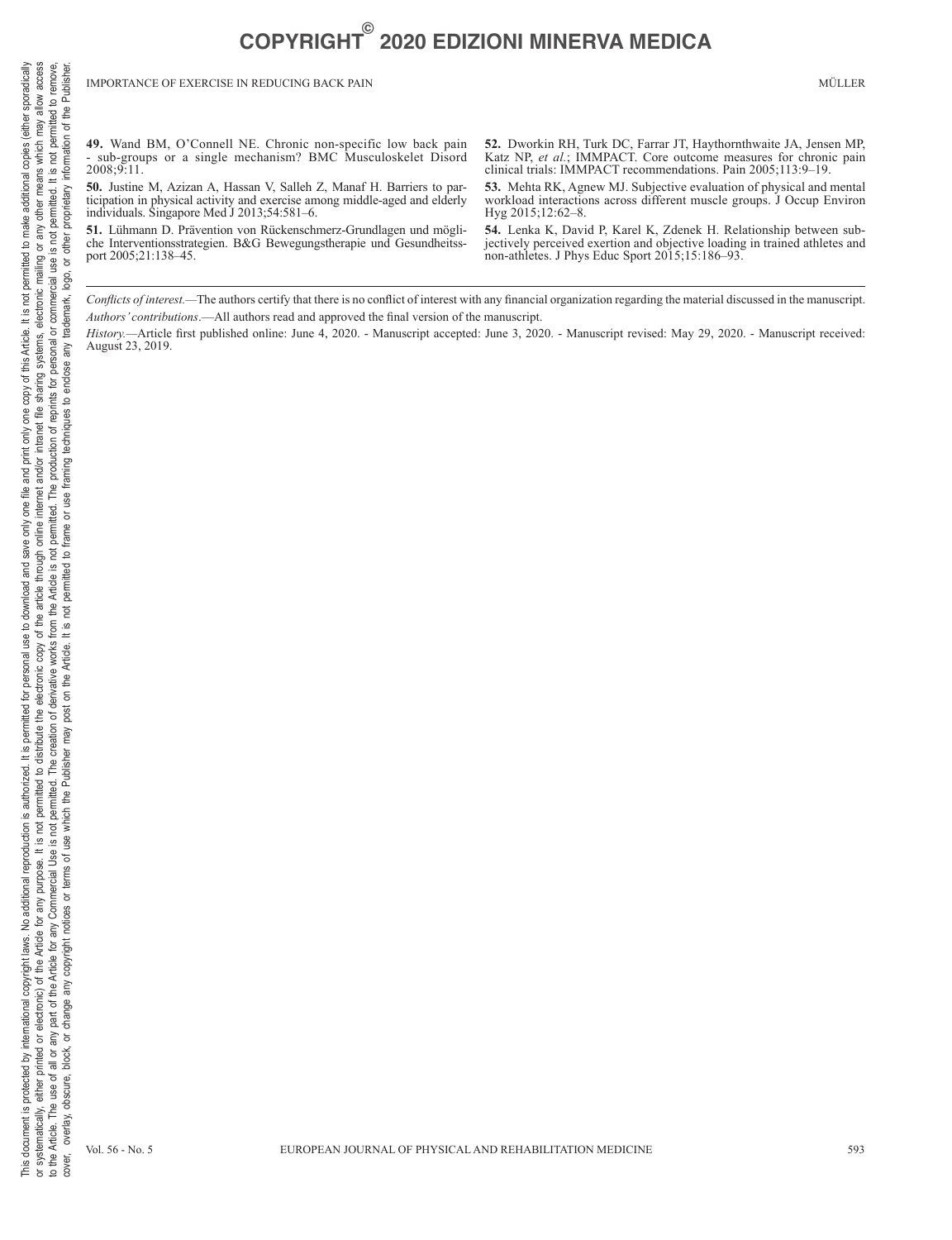**49.** Wand BM, O'Connell NE. Chronic non-specific low back pain - sub-groups or a single mechanism? BMC Musculoskelet Disord 2008;9:11.

**50.** Justine M, Azizan A, Hassan V, Salleh Z, Manaf H. Barriers to participation in physical activity and exercise among middle-aged and elderly individuals. Singapore Med J 2013;54:581–6.

**51.** Lühmann D. Prävention von Rückenschmerz-Grundlagen und mögliche Interventionsstrategien. B&G Bewegungstherapie und Gesundheitssport 2005;21:138–45.

**52.** Dworkin RH, Turk DC, Farrar JT, Haythornthwaite JA, Jensen MP, Katz NP, *et al.*; IMMPACT. Core outcome measures for chronic pain clinical trials: IMMPACT recommendations. Pain 2005;113:9–19.

**53.** Mehta RK, Agnew MJ. Subjective evaluation of physical and mental workload interactions across different muscle groups. J Occup Environ Hyg 2015;12:62–8.

**54.** Lenka K, David P, Karel K, Zdenek H. Relationship between subjectively perceived exertion and objective loading in trained athletes and non-athletes. J Phys Educ Sport 2015;15:186–93.

---

*Conflicts of interest.*—The authors certify that there is no conflict of interest with any financial organization regarding the material discussed in the manuscript.

*Authors' contributions*.—All authors read and approved the final version of the manuscript.

*History.*—Article first published online: June 4, 2020. - Manuscript accepted: June 3, 2020. - Manuscript revised: May 29, 2020. - Manuscript received: August 23, 2019.